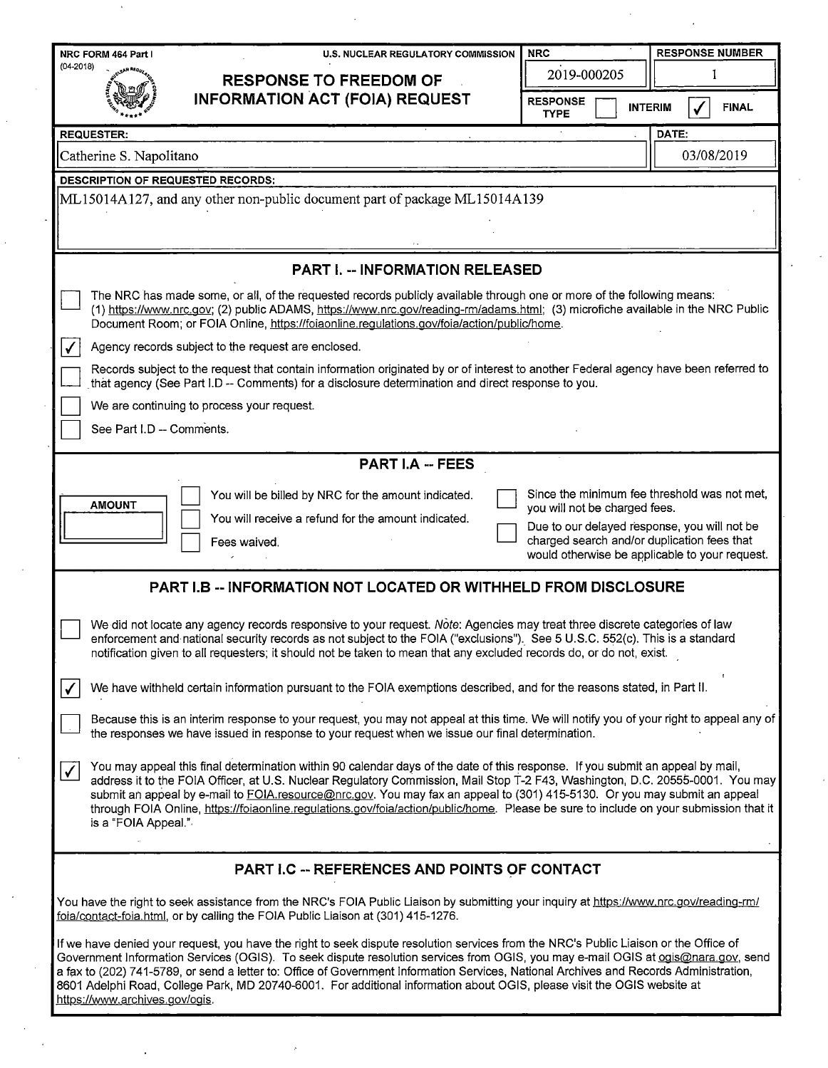NRC FORM 464 Part I (04-2018)

U.S. NUCLEAR REGULATORY COMMISSION

# RESPONSE TO FREEDOM OF INFORMATION ACT (FOIA) REQUEST

| NRC | RESPONSE NUMBER |
|---|---|
| 2019-000205 | 1 |

RESPONSE TYPE: ☐ INTERIM ☑ FINAL

**REQUESTER:** Catherine S. Napolitano

**DATE:** 03/08/2019

**DESCRIPTION OF REQUESTED RECORDS:**

ML15014A127, and any other non-public document part of package ML15014A139

## PART I. -- INFORMATION RELEASED

☐ The NRC has made some, or all, of the requested records publicly available through one or more of the following means: (1) https://www.nrc.gov; (2) public ADAMS, https://www.nrc.gov/reading-rm/adams.html; (3) microfiche available in the NRC Public Document Room; or FOIA Online, https://foiaonline.regulations.gov/foia/action/public/home.

☑ Agency records subject to the request are enclosed.

☐ Records subject to the request that contain information originated by or of interest to another Federal agency have been referred to that agency (See Part I.D -- Comments) for a disclosure determination and direct response to you.

☐ We are continuing to process your request.

☐ See Part I.D -- Comments.

## PART I.A -- FEES

AMOUNT: 

☐ You will be billed by NRC for the amount indicated.

☐ You will receive a refund for the amount indicated.

☐ Fees waived.

☐ Since the minimum fee threshold was not met, you will not be charged fees.

☐ Due to our delayed response, you will not be charged search and/or duplication fees that would otherwise be applicable to your request.

## PART I.B -- INFORMATION NOT LOCATED OR WITHHELD FROM DISCLOSURE

☐ We did not locate any agency records responsive to your request. *Note*: Agencies may treat three discrete categories of law enforcement and national security records as not subject to the FOIA ("exclusions"). See 5 U.S.C. 552(c). This is a standard notification given to all requesters; it should not be taken to mean that any excluded records do, or do not, exist.

☑ We have withheld certain information pursuant to the FOIA exemptions described, and for the reasons stated, in Part II.

☐ Because this is an interim response to your request, you may not appeal at this time. We will notify you of your right to appeal any of the responses we have issued in response to your request when we issue our final determination.

☑ You may appeal this final determination within 90 calendar days of the date of this response. If you submit an appeal by mail, address it to the FOIA Officer, at U.S. Nuclear Regulatory Commission, Mail Stop T-2 F43, Washington, D.C. 20555-0001. You may submit an appeal by e-mail to FOIA.resource@nrc.gov. You may fax an appeal to (301) 415-5130. Or you may submit an appeal through FOIA Online, https://foiaonline.regulations.gov/foia/action/public/home. Please be sure to include on your submission that it is a "FOIA Appeal."

## PART I.C -- REFERENCES AND POINTS OF CONTACT

You have the right to seek assistance from the NRC's FOIA Public Liaison by submitting your inquiry at https://www.nrc.gov/reading-rm/foia/contact-foia.html, or by calling the FOIA Public Liaison at (301) 415-1276.

If we have denied your request, you have the right to seek dispute resolution services from the NRC's Public Liaison or the Office of Government Information Services (OGIS). To seek dispute resolution services from OGIS, you may e-mail OGIS at ogis@nara.gov, send a fax to (202) 741-5789, or send a letter to: Office of Government Information Services, National Archives and Records Administration, 8601 Adelphi Road, College Park, MD 20740-6001. For additional information about OGIS, please visit the OGIS website at https://www.archives.gov/ogis.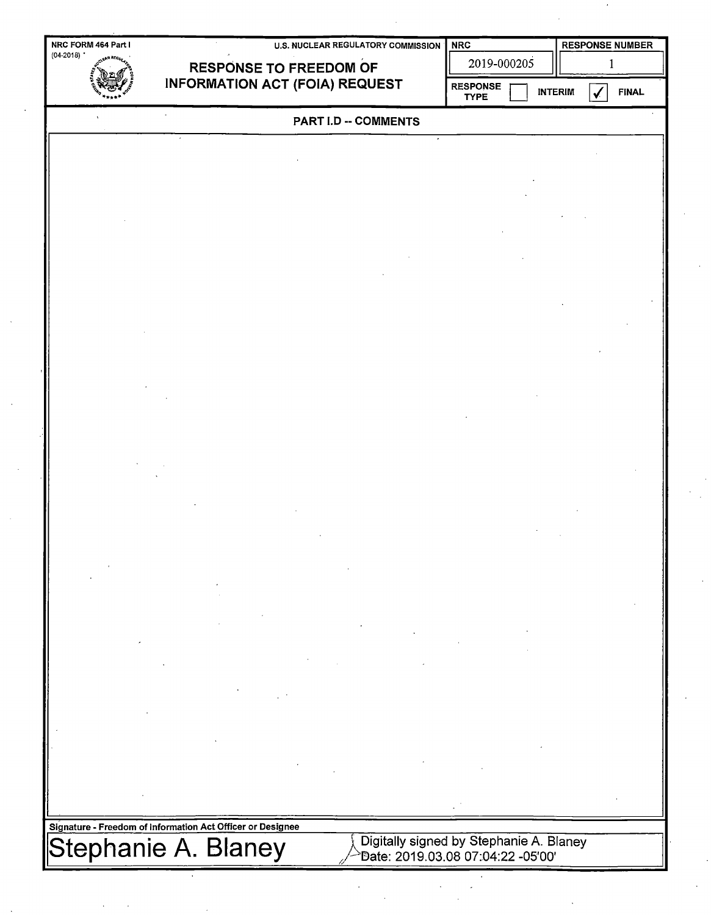| NRC FORM 464 Part I (04-2018) | U.S. NUCLEAR REGULATORY COMMISSION | NRC | RESPONSE NUMBER |
|---|---|---|---|
| | **RESPONSE TO FREEDOM OF INFORMATION ACT (FOIA) REQUEST** | 2019-000205 | 1 |
| | | RESPONSE TYPE | ☐ INTERIM ☑ FINAL |

## PART I.D -- COMMENTS

**Signature - Freedom of Information Act Officer or Designee**

Stephanie A. Blaney

Digitally signed by Stephanie A. Blaney
Date: 2019.03.08 07:04:22 -05'00'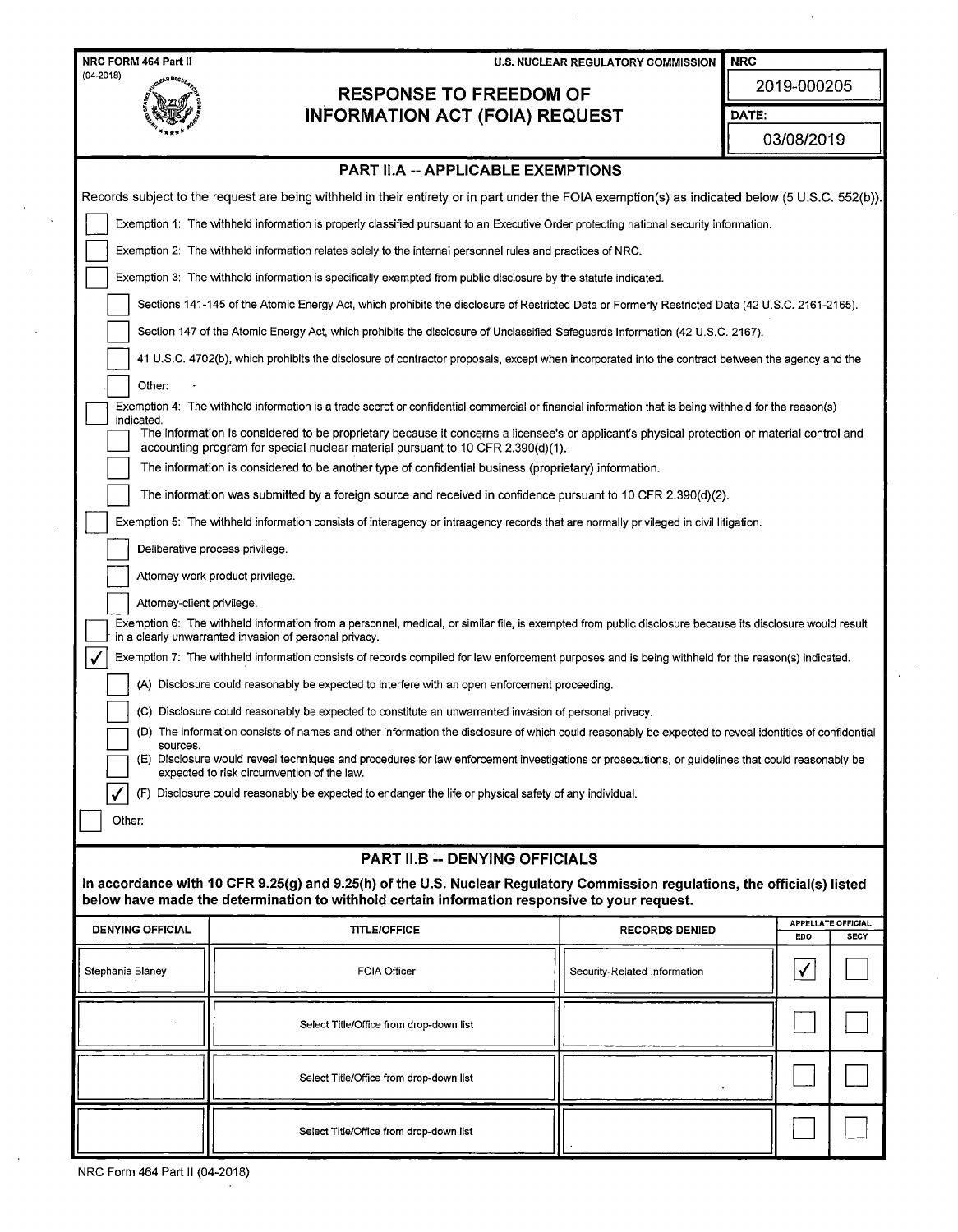NRC FORM 464 Part II
(04-2018)

U.S. NUCLEAR REGULATORY COMMISSION

# RESPONSE TO FREEDOM OF INFORMATION ACT (FOIA) REQUEST

NRC: 2019-000205

DATE: 03/08/2019

## PART II.A -- APPLICABLE EXEMPTIONS

Records subject to the request are being withheld in their entirety or in part under the FOIA exemption(s) as indicated below (5 U.S.C. 552(b)).

- [ ] Exemption 1: The withheld information is properly classified pursuant to an Executive Order protecting national security information.
- [ ] Exemption 2: The withheld information relates solely to the internal personnel rules and practices of NRC.
- [ ] Exemption 3: The withheld information is specifically exempted from public disclosure by the statute indicated.
  - [ ] Sections 141-145 of the Atomic Energy Act, which prohibits the disclosure of Restricted Data or Formerly Restricted Data (42 U.S.C. 2161-2165).
  - [ ] Section 147 of the Atomic Energy Act, which prohibits the disclosure of Unclassified Safeguards Information (42 U.S.C. 2167).
  - [ ] 41 U.S.C. 4702(b), which prohibits the disclosure of contractor proposals, except when incorporated into the contract between the agency and the
  - [ ] Other:
- [ ] Exemption 4: The withheld information is a trade secret or confidential commercial or financial information that is being withheld for the reason(s) indicated.
  - [ ] The information is considered to be proprietary because it concerns a licensee's or applicant's physical protection or material control and accounting program for special nuclear material pursuant to 10 CFR 2.390(d)(1).
  - [ ] The information is considered to be another type of confidential business (proprietary) information.
  - [ ] The information was submitted by a foreign source and received in confidence pursuant to 10 CFR 2.390(d)(2).
- [ ] Exemption 5: The withheld information consists of interagency or intraagency records that are normally privileged in civil litigation.
  - [ ] Deliberative process privilege.
  - [ ] Attorney work product privilege.
  - [ ] Attorney-client privilege.
- [ ] Exemption 6: The withheld information from a personnel, medical, or similar file, is exempted from public disclosure because its disclosure would result in a clearly unwarranted invasion of personal privacy.
- [x] Exemption 7: The withheld information consists of records compiled for law enforcement purposes and is being withheld for the reason(s) indicated.
  - [ ] (A) Disclosure could reasonably be expected to interfere with an open enforcement proceeding.
  - [ ] (C) Disclosure could reasonably be expected to constitute an unwarranted invasion of personal privacy.
  - [ ] (D) The information consists of names and other information the disclosure of which could reasonably be expected to reveal identities of confidential sources.
  - [ ] (E) Disclosure would reveal techniques and procedures for law enforcement investigations or prosecutions, or guidelines that could reasonably be expected to risk circumvention of the law.
  - [x] (F) Disclosure could reasonably be expected to endanger the life or physical safety of any individual.
- [ ] Other:

## PART II.B -- DENYING OFFICIALS

**In accordance with 10 CFR 9.25(g) and 9.25(h) of the U.S. Nuclear Regulatory Commission regulations, the official(s) listed below have made the determination to withhold certain information responsive to your request.**

| DENYING OFFICIAL | TITLE/OFFICE | RECORDS DENIED | APPELLATE OFFICIAL | |
|---|---|---|---|---|
| | | | EDO | SECY |
| Stephanie Blaney | FOIA Officer | Security-Related Information | ✓ | |
| | Select Title/Office from drop-down list | | | |
| | Select Title/Office from drop-down list | | | |
| | Select Title/Office from drop-down list | | | |

NRC Form 464 Part II (04-2018)